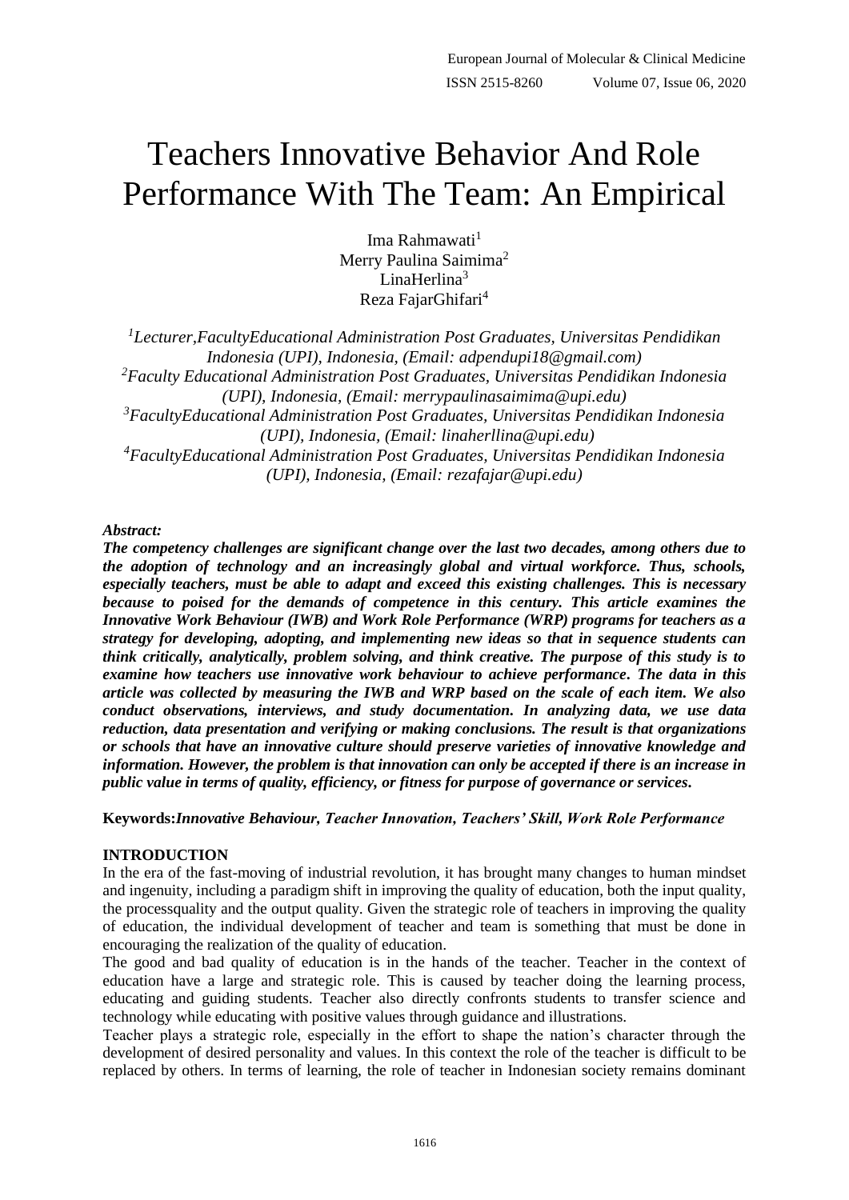# Teachers Innovative Behavior And Role Performance With The Team: An Empirical

Ima Rahmawati[1]
Merry Paulina Saimima[2]
LinaHerlina[3]
Reza FajarGhifari[4]

*[1]Lecturer,FacultyEducational Administration Post Graduates, Universitas Pendidikan Indonesia (UPI), Indonesia, (Email: adpendupi18@gmail.com)*
*[2]Faculty Educational Administration Post Graduates, Universitas Pendidikan Indonesia (UPI), Indonesia, (Email: merrypaulinasaimima@upi.edu)*
*[3]FacultyEducational Administration Post Graduates, Universitas Pendidikan Indonesia (UPI), Indonesia, (Email: linaherllina@upi.edu)*
*[4]FacultyEducational Administration Post Graduates, Universitas Pendidikan Indonesia (UPI), Indonesia, (Email: rezafajar@upi.edu)*

***Abstract:***

***The competency challenges are significant change over the last two decades, among others due to the adoption of technology and an increasingly global and virtual workforce. Thus, schools, especially teachers, must be able to adapt and exceed this existing challenges. This is necessary because to poised for the demands of competence in this century. This article examines the Innovative Work Behaviour (IWB) and Work Role Performance (WRP) programs for teachers as a strategy for developing, adopting, and implementing new ideas so that in sequence students can think critically, analytically, problem solving, and think creative. The purpose of this study is to examine how teachers use innovative work behaviour to achieve performance. The data in this article was collected by measuring the IWB and WRP based on the scale of each item. We also conduct observations, interviews, and study documentation. In analyzing data, we use data reduction, data presentation and verifying or making conclusions. The result is that organizations or schools that have an innovative culture should preserve varieties of innovative knowledge and information. However, the problem is that innovation can only be accepted if there is an increase in public value in terms of quality, efficiency, or fitness for purpose of governance or services.***

**Keywords:***Innovative Behaviour, Teacher Innovation, Teachers' Skill, Work Role Performance*

## INTRODUCTION

In the era of the fast-moving of industrial revolution, it has brought many changes to human mindset and ingenuity, including a paradigm shift in improving the quality of education, both the input quality, the processquality and the output quality. Given the strategic role of teachers in improving the quality of education, the individual development of teacher and team is something that must be done in encouraging the realization of the quality of education.

The good and bad quality of education is in the hands of the teacher. Teacher in the context of education have a large and strategic role. This is caused by teacher doing the learning process, educating and guiding students. Teacher also directly confronts students to transfer science and technology while educating with positive values through guidance and illustrations.

Teacher plays a strategic role, especially in the effort to shape the nation's character through the development of desired personality and values. In this context the role of the teacher is difficult to be replaced by others. In terms of learning, the role of teacher in Indonesian society remains dominant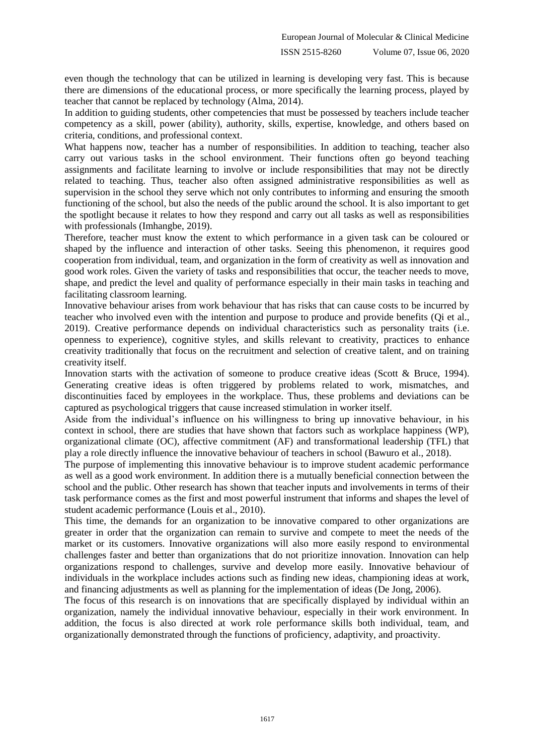even though the technology that can be utilized in learning is developing very fast. This is because there are dimensions of the educational process, or more specifically the learning process, played by teacher that cannot be replaced by technology (Alma, 2014).

In addition to guiding students, other competencies that must be possessed by teachers include teacher competency as a skill, power (ability), authority, skills, expertise, knowledge, and others based on criteria, conditions, and professional context.

What happens now, teacher has a number of responsibilities. In addition to teaching, teacher also carry out various tasks in the school environment. Their functions often go beyond teaching assignments and facilitate learning to involve or include responsibilities that may not be directly related to teaching. Thus, teacher also often assigned administrative responsibilities as well as supervision in the school they serve which not only contributes to informing and ensuring the smooth functioning of the school, but also the needs of the public around the school. It is also important to get the spotlight because it relates to how they respond and carry out all tasks as well as responsibilities with professionals (Imhangbe, 2019).

Therefore, teacher must know the extent to which performance in a given task can be coloured or shaped by the influence and interaction of other tasks. Seeing this phenomenon, it requires good cooperation from individual, team, and organization in the form of creativity as well as innovation and good work roles. Given the variety of tasks and responsibilities that occur, the teacher needs to move, shape, and predict the level and quality of performance especially in their main tasks in teaching and facilitating classroom learning.

Innovative behaviour arises from work behaviour that has risks that can cause costs to be incurred by teacher who involved even with the intention and purpose to produce and provide benefits (Qi et al., 2019). Creative performance depends on individual characteristics such as personality traits (i.e. openness to experience), cognitive styles, and skills relevant to creativity, practices to enhance creativity traditionally that focus on the recruitment and selection of creative talent, and on training creativity itself.

Innovation starts with the activation of someone to produce creative ideas (Scott & Bruce, 1994). Generating creative ideas is often triggered by problems related to work, mismatches, and discontinuities faced by employees in the workplace. Thus, these problems and deviations can be captured as psychological triggers that cause increased stimulation in worker itself.

Aside from the individual's influence on his willingness to bring up innovative behaviour, in his context in school, there are studies that have shown that factors such as workplace happiness (WP), organizational climate (OC), affective commitment (AF) and transformational leadership (TFL) that play a role directly influence the innovative behaviour of teachers in school (Bawuro et al., 2018).

The purpose of implementing this innovative behaviour is to improve student academic performance as well as a good work environment. In addition there is a mutually beneficial connection between the school and the public. Other research has shown that teacher inputs and involvements in terms of their task performance comes as the first and most powerful instrument that informs and shapes the level of student academic performance (Louis et al., 2010).

This time, the demands for an organization to be innovative compared to other organizations are greater in order that the organization can remain to survive and compete to meet the needs of the market or its customers. Innovative organizations will also more easily respond to environmental challenges faster and better than organizations that do not prioritize innovation. Innovation can help organizations respond to challenges, survive and develop more easily. Innovative behaviour of individuals in the workplace includes actions such as finding new ideas, championing ideas at work, and financing adjustments as well as planning for the implementation of ideas (De Jong, 2006).

The focus of this research is on innovations that are specifically displayed by individual within an organization, namely the individual innovative behaviour, especially in their work environment. In addition, the focus is also directed at work role performance skills both individual, team, and organizationally demonstrated through the functions of proficiency, adaptivity, and proactivity.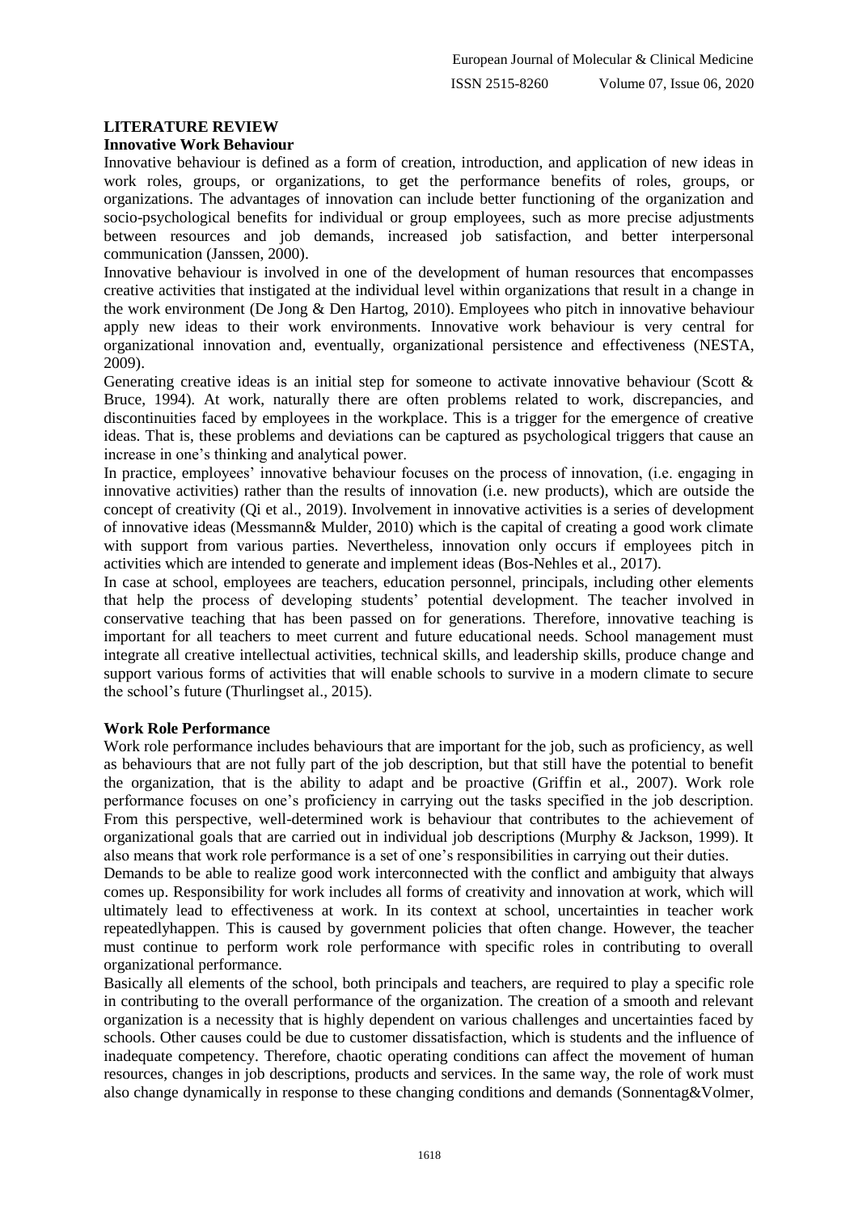## LITERATURE REVIEW

### Innovative Work Behaviour

Innovative behaviour is defined as a form of creation, introduction, and application of new ideas in work roles, groups, or organizations, to get the performance benefits of roles, groups, or organizations. The advantages of innovation can include better functioning of the organization and socio-psychological benefits for individual or group employees, such as more precise adjustments between resources and job demands, increased job satisfaction, and better interpersonal communication (Janssen, 2000).

Innovative behaviour is involved in one of the development of human resources that encompasses creative activities that instigated at the individual level within organizations that result in a change in the work environment (De Jong & Den Hartog, 2010). Employees who pitch in innovative behaviour apply new ideas to their work environments. Innovative work behaviour is very central for organizational innovation and, eventually, organizational persistence and effectiveness (NESTA, 2009).

Generating creative ideas is an initial step for someone to activate innovative behaviour (Scott & Bruce, 1994). At work, naturally there are often problems related to work, discrepancies, and discontinuities faced by employees in the workplace. This is a trigger for the emergence of creative ideas. That is, these problems and deviations can be captured as psychological triggers that cause an increase in one's thinking and analytical power.

In practice, employees' innovative behaviour focuses on the process of innovation, (i.e. engaging in innovative activities) rather than the results of innovation (i.e. new products), which are outside the concept of creativity (Qi et al., 2019). Involvement in innovative activities is a series of development of innovative ideas (Messmann& Mulder, 2010) which is the capital of creating a good work climate with support from various parties. Nevertheless, innovation only occurs if employees pitch in activities which are intended to generate and implement ideas (Bos-Nehles et al., 2017).

In case at school, employees are teachers, education personnel, principals, including other elements that help the process of developing students' potential development. The teacher involved in conservative teaching that has been passed on for generations. Therefore, innovative teaching is important for all teachers to meet current and future educational needs. School management must integrate all creative intellectual activities, technical skills, and leadership skills, produce change and support various forms of activities that will enable schools to survive in a modern climate to secure the school's future (Thurlingset al., 2015).

### Work Role Performance

Work role performance includes behaviours that are important for the job, such as proficiency, as well as behaviours that are not fully part of the job description, but that still have the potential to benefit the organization, that is the ability to adapt and be proactive (Griffin et al., 2007). Work role performance focuses on one's proficiency in carrying out the tasks specified in the job description. From this perspective, well-determined work is behaviour that contributes to the achievement of organizational goals that are carried out in individual job descriptions (Murphy & Jackson, 1999). It also means that work role performance is a set of one's responsibilities in carrying out their duties.

Demands to be able to realize good work interconnected with the conflict and ambiguity that always comes up. Responsibility for work includes all forms of creativity and innovation at work, which will ultimately lead to effectiveness at work. In its context at school, uncertainties in teacher work repeatedlyhappen. This is caused by government policies that often change. However, the teacher must continue to perform work role performance with specific roles in contributing to overall organizational performance.

Basically all elements of the school, both principals and teachers, are required to play a specific role in contributing to the overall performance of the organization. The creation of a smooth and relevant organization is a necessity that is highly dependent on various challenges and uncertainties faced by schools. Other causes could be due to customer dissatisfaction, which is students and the influence of inadequate competency. Therefore, chaotic operating conditions can affect the movement of human resources, changes in job descriptions, products and services. In the same way, the role of work must also change dynamically in response to these changing conditions and demands (Sonnentag&Volmer,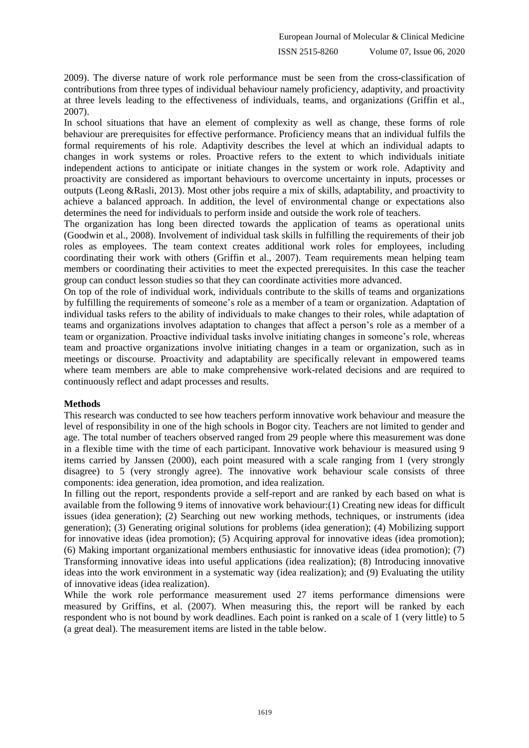2009). The diverse nature of work role performance must be seen from the cross-classification of contributions from three types of individual behaviour namely proficiency, adaptivity, and proactivity at three levels leading to the effectiveness of individuals, teams, and organizations (Griffin et al., 2007).

In school situations that have an element of complexity as well as change, these forms of role behaviour are prerequisites for effective performance. Proficiency means that an individual fulfils the formal requirements of his role. Adaptivity describes the level at which an individual adapts to changes in work systems or roles. Proactive refers to the extent to which individuals initiate independent actions to anticipate or initiate changes in the system or work role. Adaptivity and proactivity are considered as important behaviours to overcome uncertainty in inputs, processes or outputs (Leong &Rasli, 2013). Most other jobs require a mix of skills, adaptability, and proactivity to achieve a balanced approach. In addition, the level of environmental change or expectations also determines the need for individuals to perform inside and outside the work role of teachers.

The organization has long been directed towards the application of teams as operational units (Goodwin et al., 2008). Involvement of individual task skills in fulfilling the requirements of their job roles as employees. The team context creates additional work roles for employees, including coordinating their work with others (Griffin et al., 2007). Team requirements mean helping team members or coordinating their activities to meet the expected prerequisites. In this case the teacher group can conduct lesson studies so that they can coordinate activities more advanced.

On top of the role of individual work, individuals contribute to the skills of teams and organizations by fulfilling the requirements of someone's role as a member of a team or organization. Adaptation of individual tasks refers to the ability of individuals to make changes to their roles, while adaptation of teams and organizations involves adaptation to changes that affect a person's role as a member of a team or organization. Proactive individual tasks involve initiating changes in someone's role, whereas team and proactive organizations involve initiating changes in a team or organization, such as in meetings or discourse. Proactivity and adaptability are specifically relevant in empowered teams where team members are able to make comprehensive work-related decisions and are required to continuously reflect and adapt processes and results.

**Methods**

This research was conducted to see how teachers perform innovative work behaviour and measure the level of responsibility in one of the high schools in Bogor city. Teachers are not limited to gender and age. The total number of teachers observed ranged from 29 people where this measurement was done in a flexible time with the time of each participant. Innovative work behaviour is measured using 9 items carried by Janssen (2000), each point measured with a scale ranging from 1 (very strongly disagree) to 5 (very strongly agree). The innovative work behaviour scale consists of three components: idea generation, idea promotion, and idea realization.

In filling out the report, respondents provide a self-report and are ranked by each based on what is available from the following 9 items of innovative work behaviour:(1) Creating new ideas for difficult issues (idea generation); (2) Searching out new working methods, techniques, or instruments (idea generation); (3) Generating original solutions for problems (idea generation); (4) Mobilizing support for innovative ideas (idea promotion); (5) Acquiring approval for innovative ideas (idea promotion); (6) Making important organizational members enthusiastic for innovative ideas (idea promotion); (7) Transforming innovative ideas into useful applications (idea realization); (8) Introducing innovative ideas into the work environment in a systematic way (idea realization); and (9) Evaluating the utility of innovative ideas (idea realization).

While the work role performance measurement used 27 items performance dimensions were measured by Griffins, et al. (2007). When measuring this, the report will be ranked by each respondent who is not bound by work deadlines. Each point is ranked on a scale of 1 (very little) to 5 (a great deal). The measurement items are listed in the table below.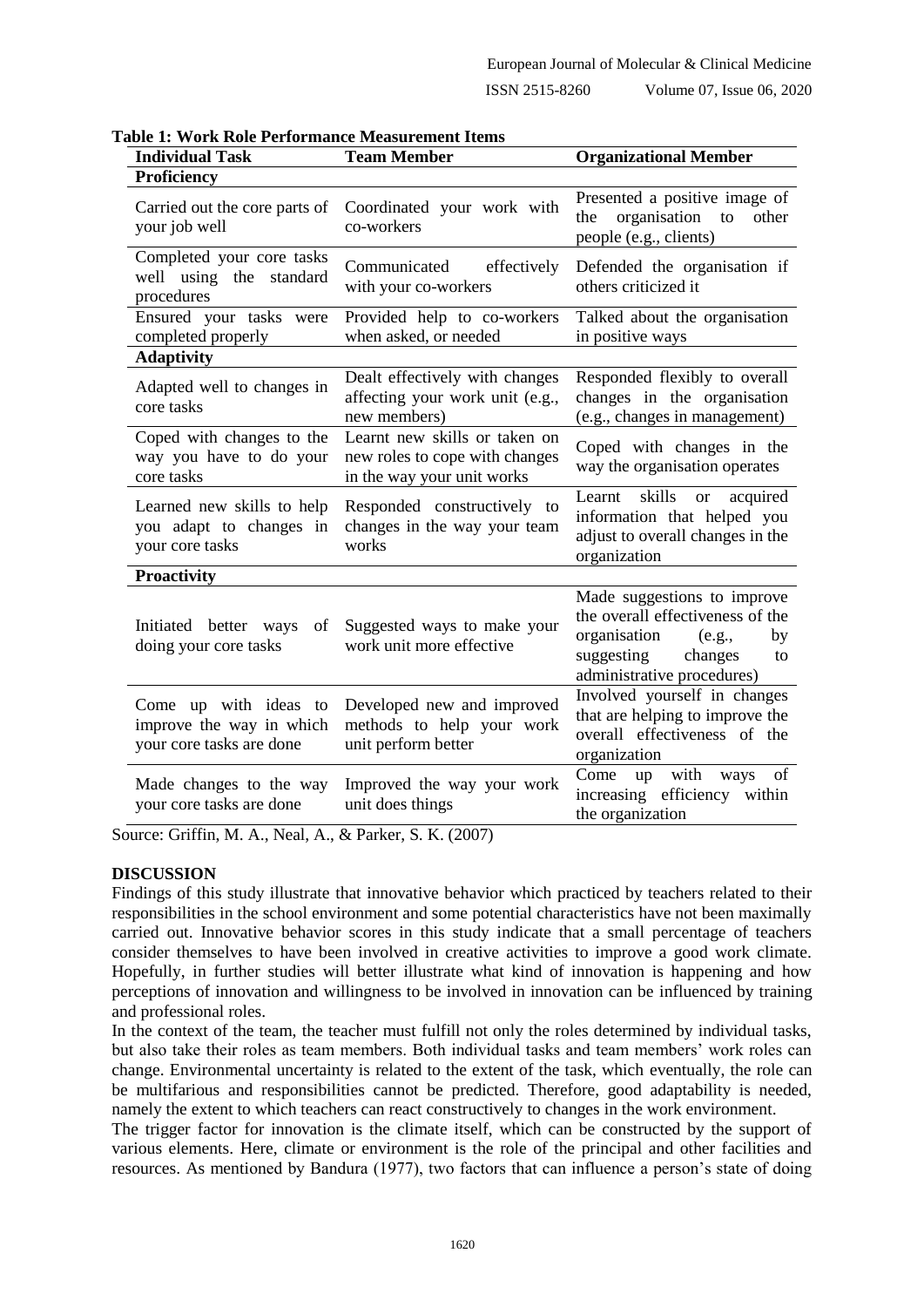**Table 1: Work Role Performance Measurement Items**

| Individual Task | Team Member | Organizational Member |
|---|---|---|
| **Proficiency** | | |
| Carried out the core parts of your job well | Coordinated your work with co-workers | Presented a positive image of the organisation to other people (e.g., clients) |
| Completed your core tasks well using the standard procedures | Communicated effectively with your co-workers | Defended the organisation if others criticized it |
| Ensured your tasks were completed properly | Provided help to co-workers when asked, or needed | Talked about the organisation in positive ways |
| **Adaptivity** | | |
| Adapted well to changes in core tasks | Dealt effectively with changes affecting your work unit (e.g., new members) | Responded flexibly to overall changes in the organisation (e.g., changes in management) |
| Coped with changes to the way you have to do your core tasks | Learnt new skills or taken on new roles to cope with changes in the way your unit works | Coped with changes in the way the organisation operates |
| Learned new skills to help you adapt to changes in your core tasks | Responded constructively to changes in the way your team works | Learnt skills or acquired information that helped you adjust to overall changes in the organization |
| **Proactivity** | | |
| Initiated better ways of doing your core tasks | Suggested ways to make your work unit more effective | Made suggestions to improve the overall effectiveness of the organisation (e.g., by suggesting changes to administrative procedures) |
| Come up with ideas to improve the way in which your core tasks are done | Developed new and improved methods to help your work unit perform better | Involved yourself in changes that are helping to improve the overall effectiveness of the organization |
| Made changes to the way your core tasks are done | Improved the way your work unit does things | Come up with ways of increasing efficiency within the organization |

Source: Griffin, M. A., Neal, A., & Parker, S. K. (2007)

## DISCUSSION

Findings of this study illustrate that innovative behavior which practiced by teachers related to their responsibilities in the school environment and some potential characteristics have not been maximally carried out. Innovative behavior scores in this study indicate that a small percentage of teachers consider themselves to have been involved in creative activities to improve a good work climate. Hopefully, in further studies will better illustrate what kind of innovation is happening and how perceptions of innovation and willingness to be involved in innovation can be influenced by training and professional roles.

In the context of the team, the teacher must fulfill not only the roles determined by individual tasks, but also take their roles as team members. Both individual tasks and team members' work roles can change. Environmental uncertainty is related to the extent of the task, which eventually, the role can be multifarious and responsibilities cannot be predicted. Therefore, good adaptability is needed, namely the extent to which teachers can react constructively to changes in the work environment.

The trigger factor for innovation is the climate itself, which can be constructed by the support of various elements. Here, climate or environment is the role of the principal and other facilities and resources. As mentioned by Bandura (1977), two factors that can influence a person's state of doing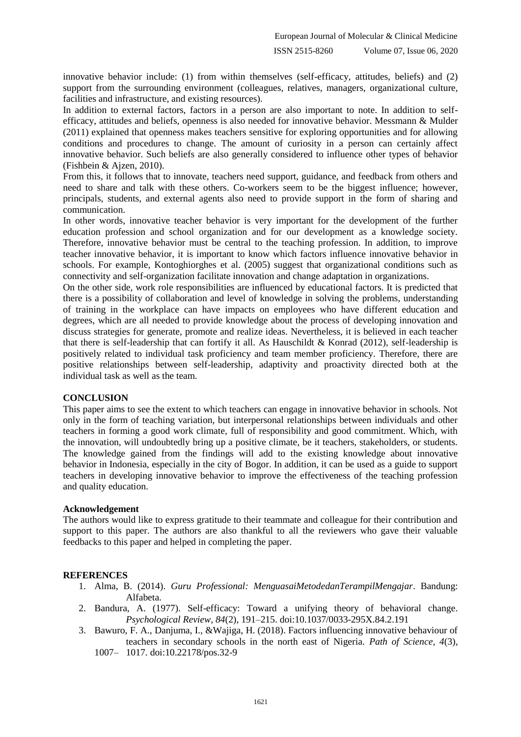innovative behavior include: (1) from within themselves (self-efficacy, attitudes, beliefs) and (2) support from the surrounding environment (colleagues, relatives, managers, organizational culture, facilities and infrastructure, and existing resources).

In addition to external factors, factors in a person are also important to note. In addition to self-efficacy, attitudes and beliefs, openness is also needed for innovative behavior. Messmann & Mulder (2011) explained that openness makes teachers sensitive for exploring opportunities and for allowing conditions and procedures to change. The amount of curiosity in a person can certainly affect innovative behavior. Such beliefs are also generally considered to influence other types of behavior (Fishbein & Ajzen, 2010).

From this, it follows that to innovate, teachers need support, guidance, and feedback from others and need to share and talk with these others. Co-workers seem to be the biggest influence; however, principals, students, and external agents also need to provide support in the form of sharing and communication.

In other words, innovative teacher behavior is very important for the development of the further education profession and school organization and for our development as a knowledge society. Therefore, innovative behavior must be central to the teaching profession. In addition, to improve teacher innovative behavior, it is important to know which factors influence innovative behavior in schools. For example, Kontoghiorghes et al. (2005) suggest that organizational conditions such as connectivity and self-organization facilitate innovation and change adaptation in organizations.

On the other side, work role responsibilities are influenced by educational factors. It is predicted that there is a possibility of collaboration and level of knowledge in solving the problems, understanding of training in the workplace can have impacts on employees who have different education and degrees, which are all needed to provide knowledge about the process of developing innovation and discuss strategies for generate, promote and realize ideas. Nevertheless, it is believed in each teacher that there is self-leadership that can fortify it all. As Hauschildt & Konrad (2012), self-leadership is positively related to individual task proficiency and team member proficiency. Therefore, there are positive relationships between self-leadership, adaptivity and proactivity directed both at the individual task as well as the team.

## CONCLUSION

This paper aims to see the extent to which teachers can engage in innovative behavior in schools. Not only in the form of teaching variation, but interpersonal relationships between individuals and other teachers in forming a good work climate, full of responsibility and good commitment. Which, with the innovation, will undoubtedly bring up a positive climate, be it teachers, stakeholders, or students. The knowledge gained from the findings will add to the existing knowledge about innovative behavior in Indonesia, especially in the city of Bogor. In addition, it can be used as a guide to support teachers in developing innovative behavior to improve the effectiveness of the teaching profession and quality education.

### Acknowledgement

The authors would like to express gratitude to their teammate and colleague for their contribution and support to this paper. The authors are also thankful to all the reviewers who gave their valuable feedbacks to this paper and helped in completing the paper.

## REFERENCES

1. Alma, B. (2014). *Guru Professional: MenguasaiMetodedanTerampilMengajar*. Bandung: Alfabeta.
2. Bandura, A. (1977). Self-efficacy: Toward a unifying theory of behavioral change. *Psychological Review*, *84*(2), 191–215. doi:10.1037/0033-295X.84.2.191
3. Bawuro, F. A., Danjuma, I., &Wajiga, H. (2018). Factors influencing innovative behaviour of teachers in secondary schools in the north east of Nigeria. *Path of Science*, *4*(3), 1007– 1017. doi:10.22178/pos.32-9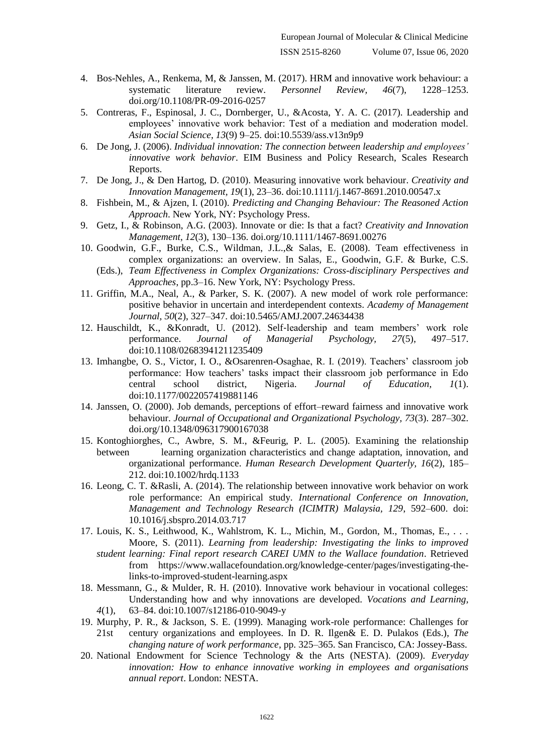4. Bos-Nehles, A., Renkema, M, & Janssen, M. (2017). HRM and innovative work behaviour: a systematic literature review. *Personnel Review, 46*(7), 1228–1253. doi.org/10.1108/PR-09-2016-0257
5. Contreras, F., Espinosal, J. C., Dornberger, U., &Acosta, Y. A. C. (2017). Leadership and employees' innovative work behavior: Test of a mediation and moderation model. *Asian Social Science, 13*(9) 9–25. doi:10.5539/ass.v13n9p9
6. De Jong, J. (2006). *Individual innovation: The connection between leadership and employees' innovative work behavior*. EIM Business and Policy Research, Scales Research Reports.
7. De Jong, J., & Den Hartog, D. (2010). Measuring innovative work behaviour. *Creativity and Innovation Management, 19*(1), 23–36. doi:10.1111/j.1467-8691.2010.00547.x
8. Fishbein, M., & Ajzen, I. (2010). *Predicting and Changing Behaviour: The Reasoned Action Approach*. New York, NY: Psychology Press.
9. Getz, I., & Robinson, A.G. (2003). Innovate or die: Is that a fact? *Creativity and Innovation Management, 12*(3), 130–136. doi.org/10.1111/1467-8691.00276
10. Goodwin, G.F., Burke, C.S., Wildman, J.L.,& Salas, E. (2008). Team effectiveness in complex organizations: an overview. In Salas, E., Goodwin, G.F. & Burke, C.S. (Eds.), *Team Effectiveness in Complex Organizations: Cross-disciplinary Perspectives and Approaches*, pp.3–16. New York, NY: Psychology Press.
11. Griffin, M.A., Neal, A., & Parker, S. K. (2007). A new model of work role performance: positive behavior in uncertain and interdependent contexts. *Academy of Management Journal, 50*(2), 327–347. doi:10.5465/AMJ.2007.24634438
12. Hauschildt, K., &Konradt, U. (2012). Self-leadership and team members' work role performance. *Journal of Managerial Psychology, 27*(5), 497–517. doi:10.1108/02683941211235409
13. Imhangbe, O. S., Victor, I. O., &Osarenren-Osaghae, R. I. (2019). Teachers' classroom job performance: How teachers' tasks impact their classroom job performance in Edo central school district, Nigeria. *Journal of Education, 1*(1). doi:10.1177/0022057419881146
14. Janssen, O. (2000). Job demands, perceptions of effort–reward fairness and innovative work behaviour. *Journal of Occupational and Organizational Psychology, 73*(3). 287–302. doi.org/10.1348/096317900167038
15. Kontoghiorghes, C., Awbre, S. M., &Feurig, P. L. (2005). Examining the relationship between learning organization characteristics and change adaptation, innovation, and organizational performance. *Human Research Development Quarterly, 16*(2), 185–212. doi:10.1002/hrdq.1133
16. Leong, C. T. &Rasli, A. (2014). The relationship between innovative work behavior on work role performance: An empirical study. *International Conference on Innovation, Management and Technology Research (ICIMTR) Malaysia, 129*, 592–600. doi: 10.1016/j.sbspro.2014.03.717
17. Louis, K. S., Leithwood, K., Wahlstrom, K. L., Michin, M., Gordon, M., Thomas, E., . . . Moore, S. (2011). *Learning from leadership: Investigating the links to improved student learning: Final report research CAREI UMN to the Wallace foundation*. Retrieved from https://www.wallacefoundation.org/knowledge-center/pages/investigating-the-links-to-improved-student-learning.aspx
18. Messmann, G., & Mulder, R. H. (2010). Innovative work behaviour in vocational colleges: Understanding how and why innovations are developed. *Vocations and Learning, 4*(1), 63–84. doi:10.1007/s12186-010-9049-y
19. Murphy, P. R., & Jackson, S. E. (1999). Managing work-role performance: Challenges for 21st century organizations and employees. In D. R. Ilgen& E. D. Pulakos (Eds.), *The changing nature of work performance*, pp. 325–365. San Francisco, CA: Jossey-Bass.
20. National Endowment for Science Technology & the Arts (NESTA). (2009). *Everyday innovation: How to enhance innovative working in employees and organisations annual report*. London: NESTA.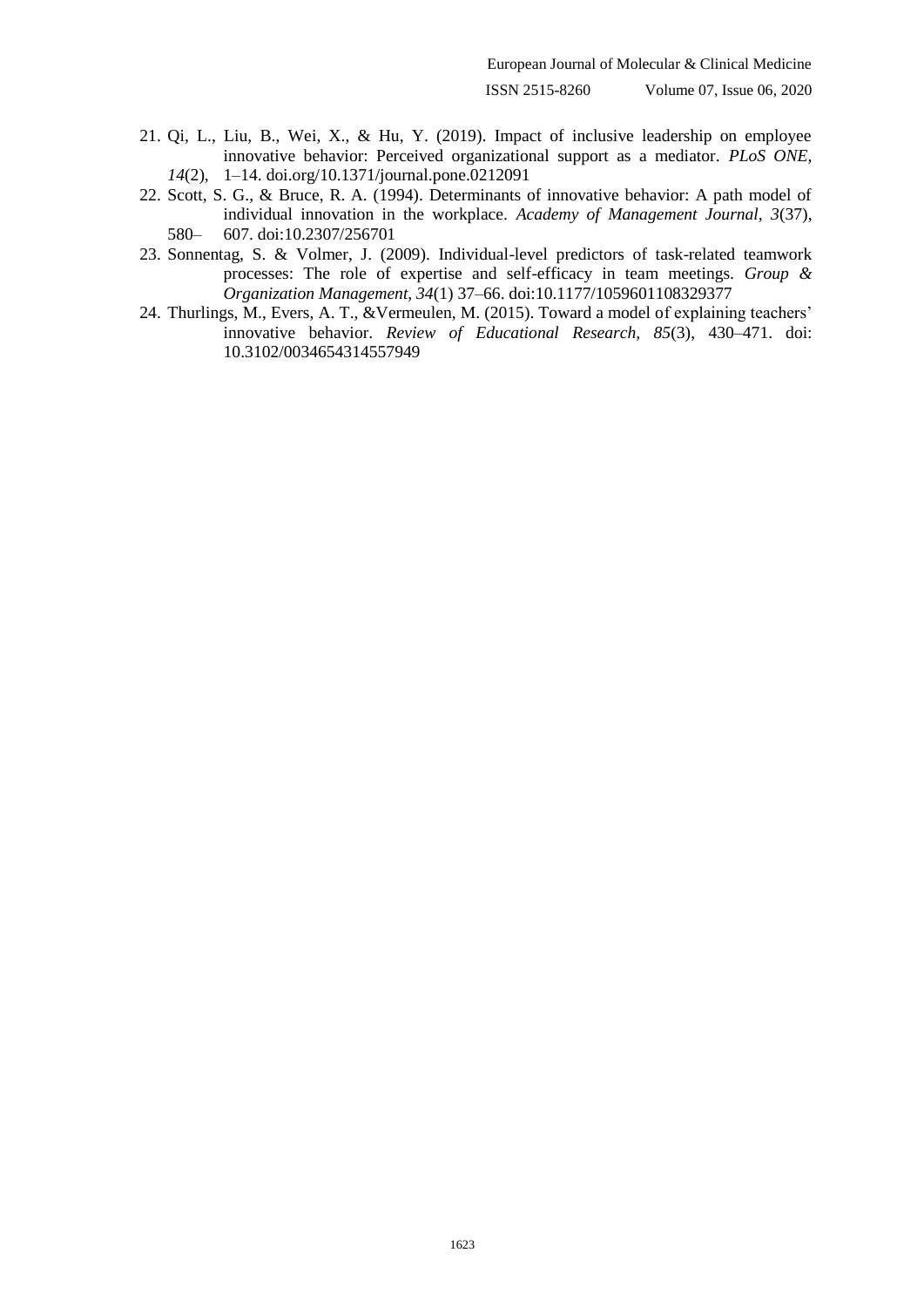21. Qi, L., Liu, B., Wei, X., & Hu, Y. (2019). Impact of inclusive leadership on employee innovative behavior: Perceived organizational support as a mediator. *PLoS ONE, 14*(2), 1–14. doi.org/10.1371/journal.pone.0212091
22. Scott, S. G., & Bruce, R. A. (1994). Determinants of innovative behavior: A path model of individual innovation in the workplace. *Academy of Management Journal, 3*(37), 580– 607. doi:10.2307/256701
23. Sonnentag, S. & Volmer, J. (2009). Individual-level predictors of task-related teamwork processes: The role of expertise and self-efficacy in team meetings. *Group & Organization Management, 34*(1) 37–66. doi:10.1177/1059601108329377
24. Thurlings, M., Evers, A. T., &Vermeulen, M. (2015). Toward a model of explaining teachers' innovative behavior. *Review of Educational Research, 85*(3), 430–471. doi: 10.3102/0034654314557949